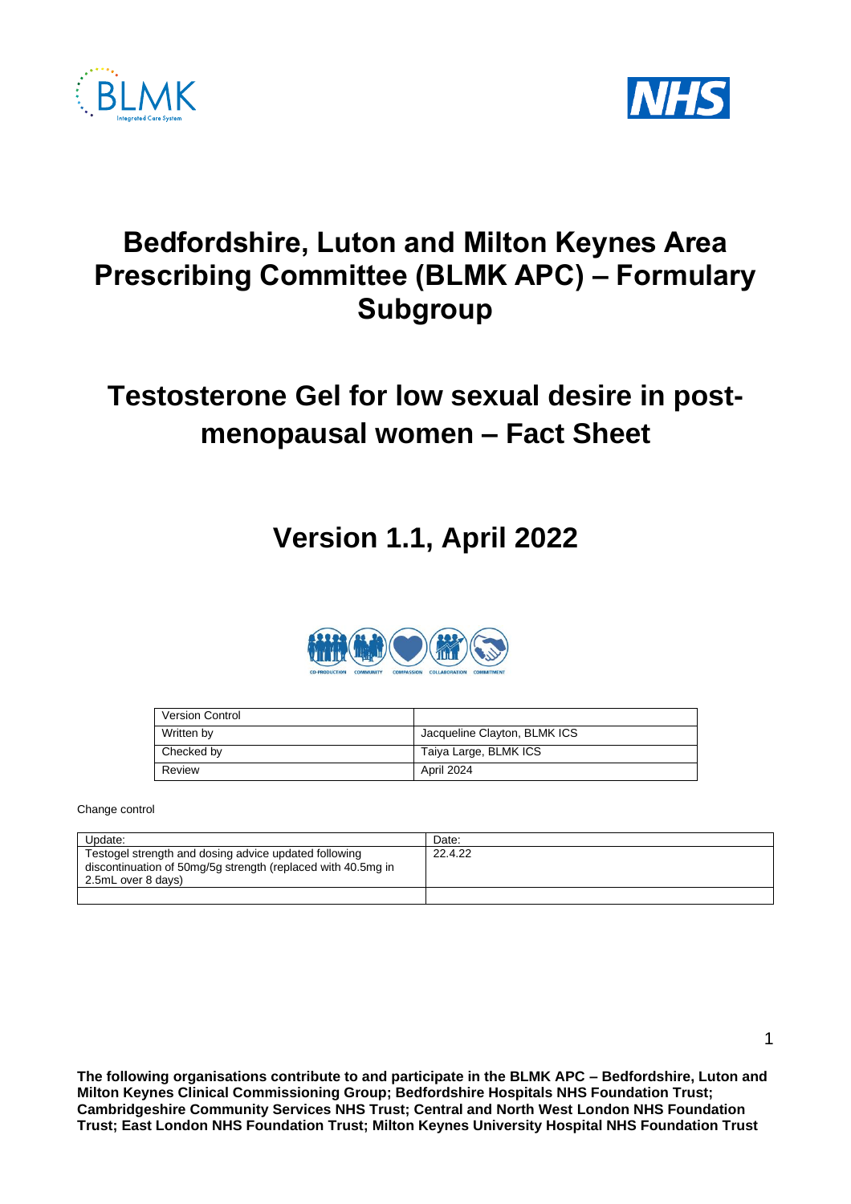# Bedfordshire, Luton and Milton Keynes Area Prescribing Committee (BLMK APC) – Formulary Subgroup

# Testosterone Gel for low sexual desire in post-menopausal women – Fact Sheet

## Version 1.1, April 2022

| Version Control | |
|---|---|
| Written by | Jacqueline Clayton, BLMK ICS |
| Checked by | Taiya Large, BLMK ICS |
| Review | April 2024 |

Change control

| Update: | Date: |
|---|---|
| Testogel strength and dosing advice updated following discontinuation of 50mg/5g strength (replaced with 40.5mg in 2.5mL over 8 days) | 22.4.22 |
| | |

**The following organisations contribute to and participate in the BLMK APC – Bedfordshire, Luton and Milton Keynes Clinical Commissioning Group; Bedfordshire Hospitals NHS Foundation Trust; Cambridgeshire Community Services NHS Trust; Central and North West London NHS Foundation Trust; East London NHS Foundation Trust; Milton Keynes University Hospital NHS Foundation Trust**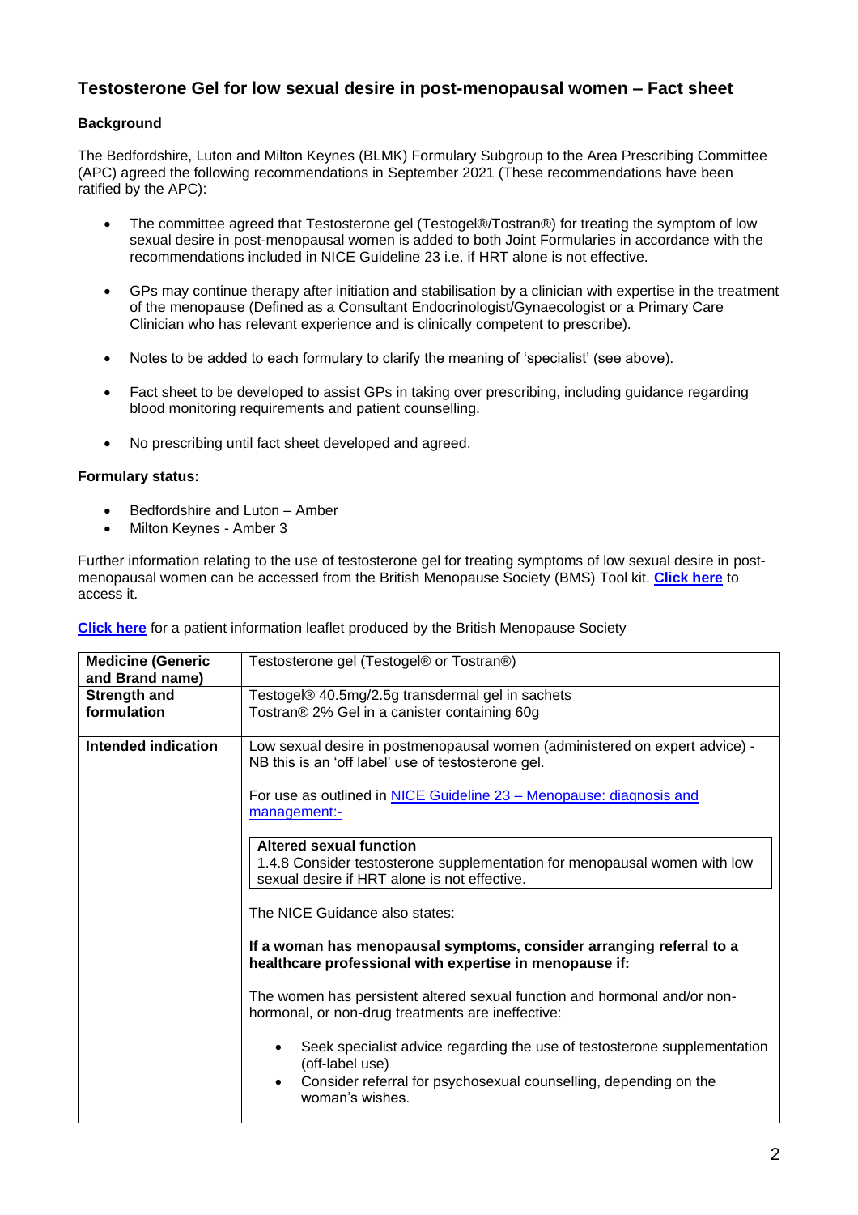## Testosterone Gel for low sexual desire in post-menopausal women – Fact sheet

### Background

The Bedfordshire, Luton and Milton Keynes (BLMK) Formulary Subgroup to the Area Prescribing Committee (APC) agreed the following recommendations in September 2021 (These recommendations have been ratified by the APC):

- The committee agreed that Testosterone gel (Testogel®/Tostran®) for treating the symptom of low sexual desire in post-menopausal women is added to both Joint Formularies in accordance with the recommendations included in NICE Guideline 23 i.e. if HRT alone is not effective.
- GPs may continue therapy after initiation and stabilisation by a clinician with expertise in the treatment of the menopause (Defined as a Consultant Endocrinologist/Gynaecologist or a Primary Care Clinician who has relevant experience and is clinically competent to prescribe).
- Notes to be added to each formulary to clarify the meaning of 'specialist' (see above).
- Fact sheet to be developed to assist GPs in taking over prescribing, including guidance regarding blood monitoring requirements and patient counselling.
- No prescribing until fact sheet developed and agreed.

### Formulary status:

- Bedfordshire and Luton – Amber
- Milton Keynes - Amber 3

Further information relating to the use of testosterone gel for treating symptoms of low sexual desire in post-menopausal women can be accessed from the British Menopause Society (BMS) Tool kit. **Click here** to access it.

**Click here** for a patient information leaflet produced by the British Menopause Society

| **Medicine (Generic and Brand name)** | Testosterone gel (Testogel® or Tostran®) |
|---|---|
| **Strength and formulation** | Testogel® 40.5mg/2.5g transdermal gel in sachets<br>Tostran® 2% Gel in a canister containing 60g |
| **Intended indication** | Low sexual desire in postmenopausal women (administered on expert advice) - NB this is an 'off label' use of testosterone gel.<br><br>For use as outlined in NICE Guideline 23 – Menopause: diagnosis and management:-<br><br>**Altered sexual function**<br>1.4.8 Consider testosterone supplementation for menopausal women with low sexual desire if HRT alone is not effective.<br><br>The NICE Guidance also states:<br><br>**If a woman has menopausal symptoms, consider arranging referral to a healthcare professional with expertise in menopause if:**<br><br>The women has persistent altered sexual function and hormonal and/or non-hormonal, or non-drug treatments are ineffective:<br><br>• Seek specialist advice regarding the use of testosterone supplementation (off-label use)<br>• Consider referral for psychosexual counselling, depending on the woman's wishes. |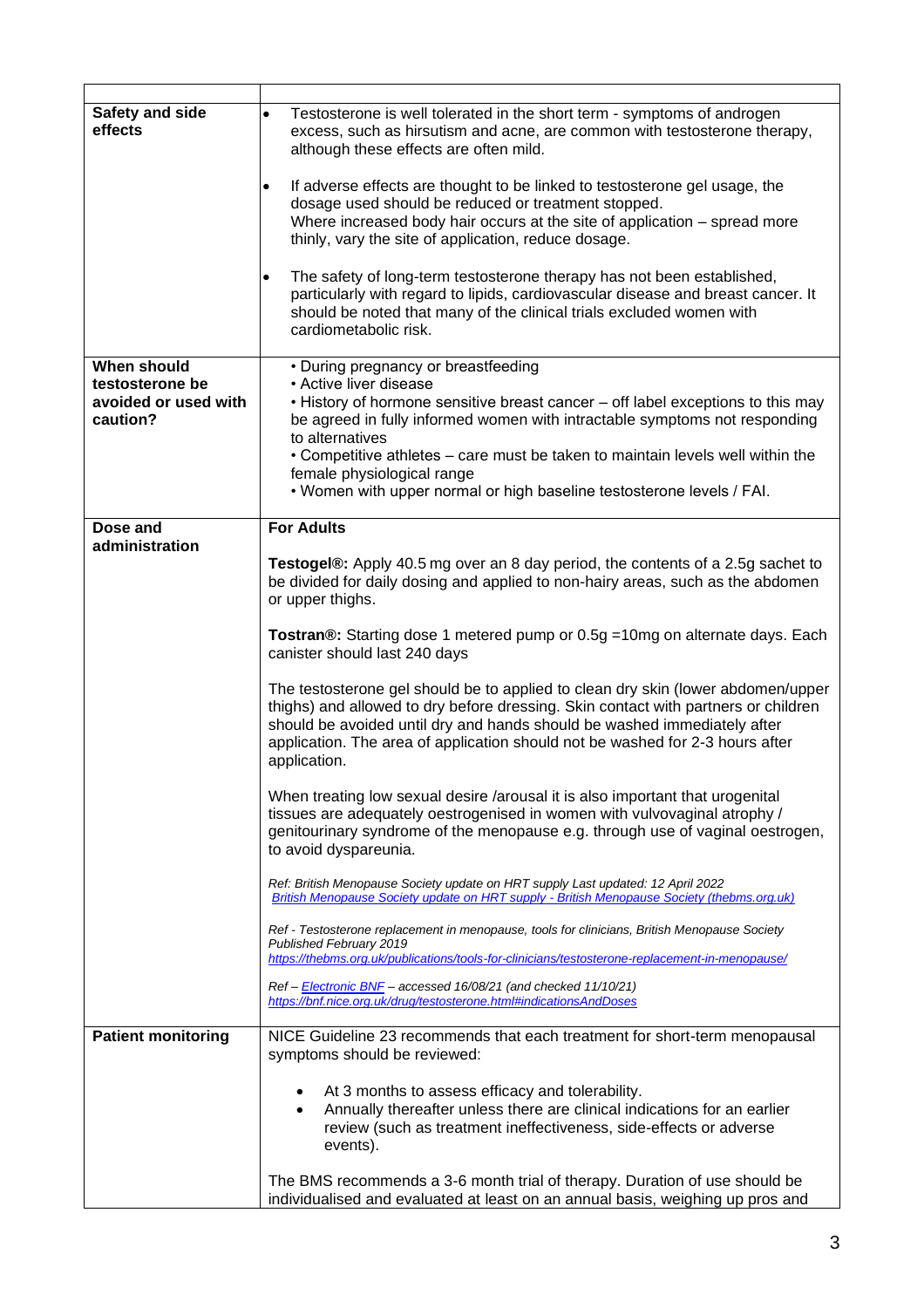| | |
|---|---|
| **Safety and side effects** | • Testosterone is well tolerated in the short term - symptoms of androgen excess, such as hirsutism and acne, are common with testosterone therapy, although these effects are often mild.<br><br>• If adverse effects are thought to be linked to testosterone gel usage, the dosage used should be reduced or treatment stopped.<br>Where increased body hair occurs at the site of application – spread more thinly, vary the site of application, reduce dosage.<br><br>• The safety of long-term testosterone therapy has not been established, particularly with regard to lipids, cardiovascular disease and breast cancer. It should be noted that many of the clinical trials excluded women with cardiometabolic risk. |
| **When should testosterone be avoided or used with caution?** | • During pregnancy or breastfeeding<br>• Active liver disease<br>• History of hormone sensitive breast cancer – off label exceptions to this may be agreed in fully informed women with intractable symptoms not responding to alternatives<br>• Competitive athletes – care must be taken to maintain levels well within the female physiological range<br>• Women with upper normal or high baseline testosterone levels / FAI. |
| **Dose and administration** | **For Adults**<br><br>**Testogel®:** Apply 40.5 mg over an 8 day period, the contents of a 2.5g sachet to be divided for daily dosing and applied to non-hairy areas, such as the abdomen or upper thighs.<br><br>**Tostran®:** Starting dose 1 metered pump or 0.5g =10mg on alternate days. Each canister should last 240 days<br><br>The testosterone gel should be to applied to clean dry skin (lower abdomen/upper thighs) and allowed to dry before dressing. Skin contact with partners or children should be avoided until dry and hands should be washed immediately after application. The area of application should not be washed for 2-3 hours after application.<br><br>When treating low sexual desire /arousal it is also important that urogenital tissues are adequately oestrogenised in women with vulvovaginal atrophy / genitourinary syndrome of the menopause e.g. through use of vaginal oestrogen, to avoid dyspareunia.<br><br>*Ref: British Menopause Society update on HRT supply Last updated: 12 April 2022*<br>*British Menopause Society update on HRT supply - British Menopause Society (thebms.org.uk)*<br><br>*Ref - Testosterone replacement in menopause, tools for clinicians, British Menopause Society Published February 2019*<br>*https://thebms.org.uk/publications/tools-for-clinicians/testosterone-replacement-in-menopause/*<br><br>*Ref – Electronic BNF – accessed 16/08/21 (and checked 11/10/21)*<br>*https://bnf.nice.org.uk/drug/testosterone.html#indicationsAndDoses* |
| **Patient monitoring** | NICE Guideline 23 recommends that each treatment for short-term menopausal symptoms should be reviewed:<br><br>• At 3 months to assess efficacy and tolerability.<br>• Annually thereafter unless there are clinical indications for an earlier review (such as treatment ineffectiveness, side-effects or adverse events).<br><br>The BMS recommends a 3-6 month trial of therapy. Duration of use should be individualised and evaluated at least on an annual basis, weighing up pros and |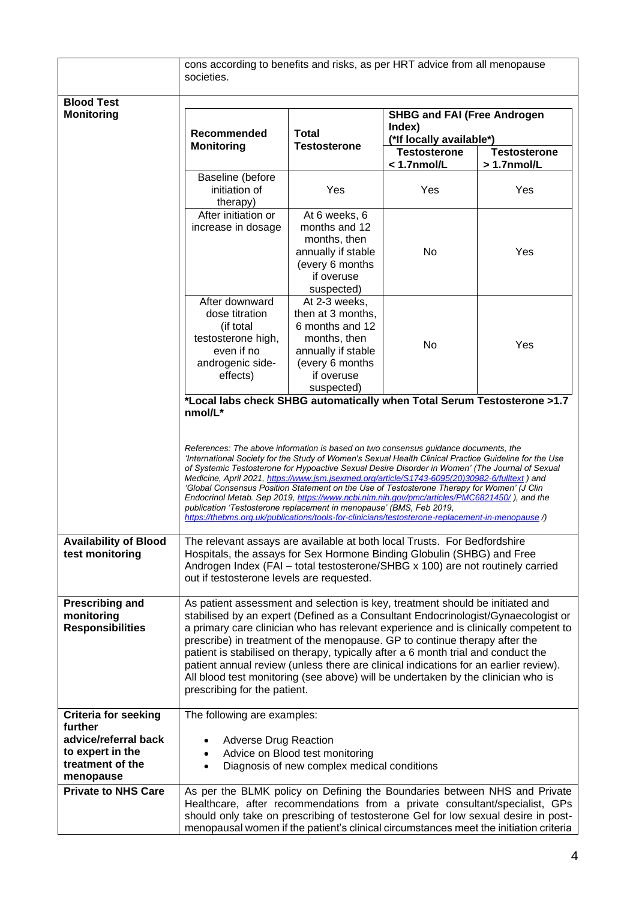| | |
|---|---|
| | cons according to benefits and risks, as per HRT advice from all menopause societies. |
| **Blood Test Monitoring** | (see table below) |
| **Availability of Blood test monitoring** | The relevant assays are available at both local Trusts. For Bedfordshire Hospitals, the assays for Sex Hormone Binding Globulin (SHBG) and Free Androgen Index (FAI – total testosterone/SHBG x 100) are not routinely carried out if testosterone levels are requested. |
| **Prescribing and monitoring Responsibilities** | As patient assessment and selection is key, treatment should be initiated and stabilised by an expert (Defined as a Consultant Endocrinologist/Gynaecologist or a primary care clinician who has relevant experience and is clinically competent to prescribe) in treatment of the menopause. GP to continue therapy after the patient is stabilised on therapy, typically after a 6 month trial and conduct the patient annual review (unless there are clinical indications for an earlier review). All blood test monitoring (see above) will be undertaken by the clinician who is prescribing for the patient. |
| **Criteria for seeking further advice/referral back to expert in the treatment of the menopause** | The following are examples:<br>• Adverse Drug Reaction<br>• Advice on Blood test monitoring<br>• Diagnosis of new complex medical conditions |
| **Private to NHS Care** | As per the BLMK policy on Defining the Boundaries between NHS and Private Healthcare, after recommendations from a private consultant/specialist, GPs should only take on prescribing of testosterone Gel for low sexual desire in post-menopausal women if the patient's clinical circumstances meet the initiation criteria |

**Blood Test Monitoring**

| **Recommended Monitoring** | **Total Testosterone** | **SHBG and FAI (Free Androgen Index) (*If locally available*)** | |
|---|---|---|---|
| | | **Testosterone < 1.7nmol/L** | **Testosterone > 1.7nmol/L** |
| Baseline (before initiation of therapy) | Yes | Yes | Yes |
| After initiation or increase in dosage | At 6 weeks, 6 months and 12 months, then annually if stable (every 6 months if overuse suspected) | No | Yes |
| After downward dose titration (if total testosterone high, even if no androgenic side-effects) | At 2-3 weeks, then at 3 months, 6 months and 12 months, then annually if stable (every 6 months if overuse suspected) | No | Yes |

***Local labs check SHBG automatically when Total Serum Testosterone >1.7 nmol/L***

*References: The above information is based on two consensus guidance documents, the 'International Society for the Study of Women's Sexual Health Clinical Practice Guideline for the Use of Systemic Testosterone for Hypoactive Sexual Desire Disorder in Women' (The Journal of Sexual Medicine, April 2021, https://www.jsm.jsexmed.org/article/S1743-6095(20)30982-6/fulltext ) and 'Global Consensus Position Statement on the Use of Testosterone Therapy for Women' (J Clin Endocrinol Metab. Sep 2019, https://www.ncbi.nlm.nih.gov/pmc/articles/PMC6821450/ ), and the publication 'Testosterone replacement in menopause' (BMS, Feb 2019, https://thebms.org.uk/publications/tools-for-clinicians/testosterone-replacement-in-menopause /)*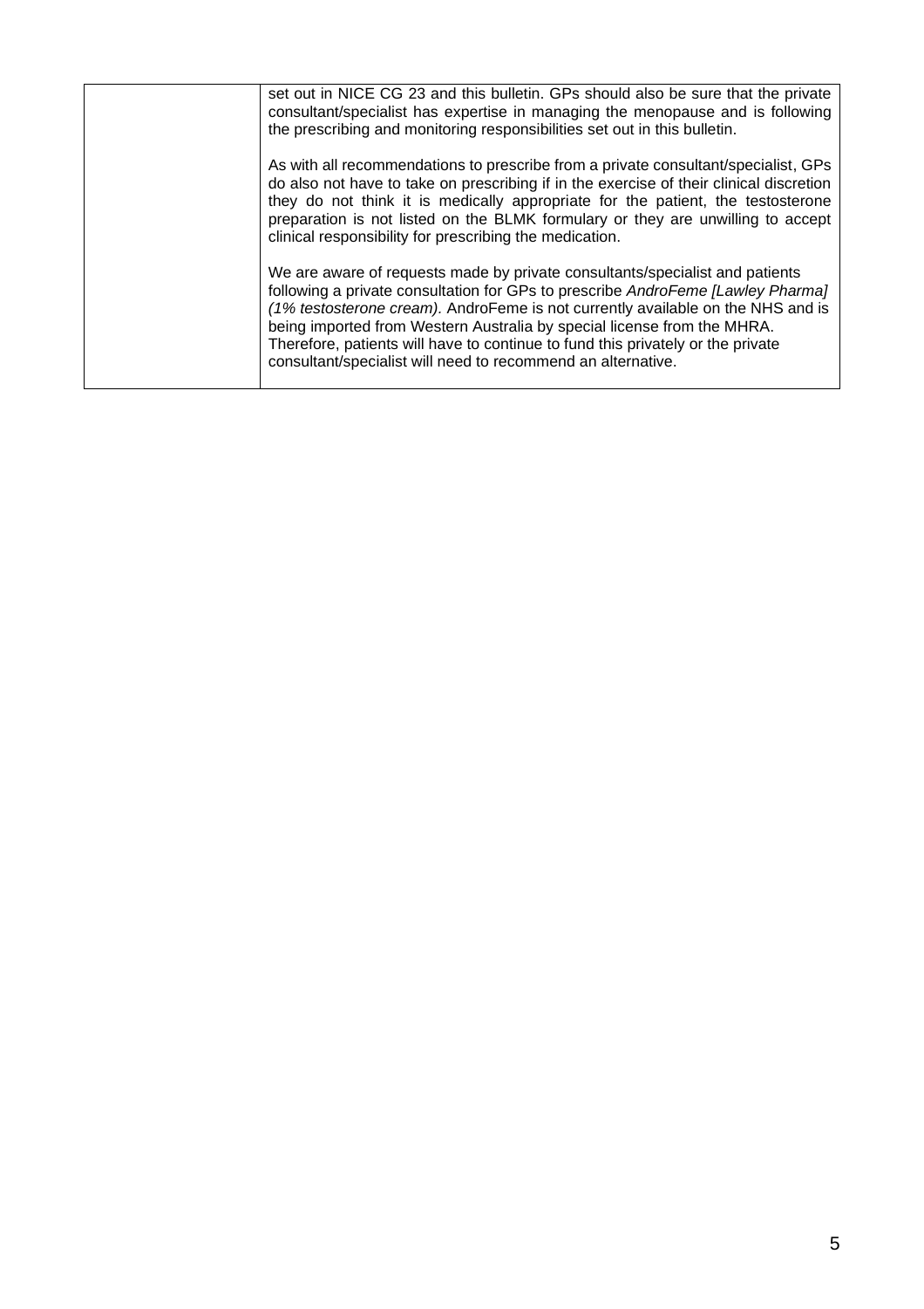| | |
|---|---|
| | set out in NICE CG 23 and this bulletin. GPs should also be sure that the private consultant/specialist has expertise in managing the menopause and is following the prescribing and monitoring responsibilities set out in this bulletin.<br><br>As with all recommendations to prescribe from a private consultant/specialist, GPs do also not have to take on prescribing if in the exercise of their clinical discretion they do not think it is medically appropriate for the patient, the testosterone preparation is not listed on the BLMK formulary or they are unwilling to accept clinical responsibility for prescribing the medication.<br><br>We are aware of requests made by private consultants/specialist and patients following a private consultation for GPs to prescribe *AndroFeme [Lawley Pharma] (1% testosterone cream).* AndroFeme is not currently available on the NHS and is being imported from Western Australia by special license from the MHRA. Therefore, patients will have to continue to fund this privately or the private consultant/specialist will need to recommend an alternative. |